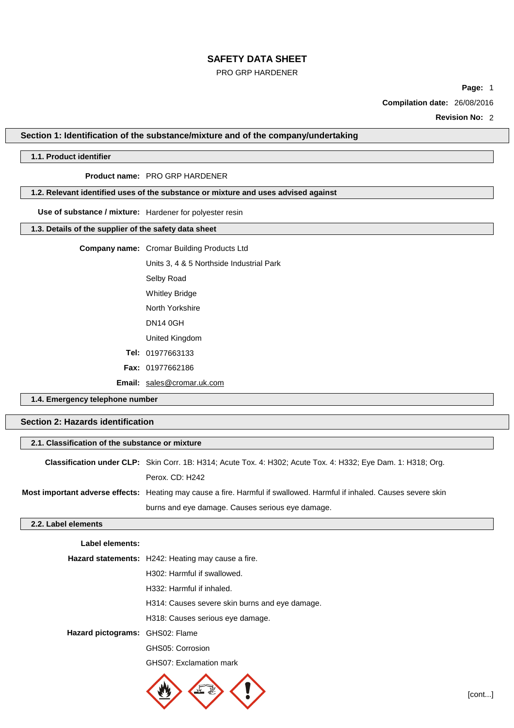# SAFETY DATA SHEET

PRO GRP HARDENER

**Page:** 1

**Compilation date:** 26/08/2016

**Revision No:** 2

## Section 1: Identification of the substance/mixture and of the company/undertaking

### 1.1. Product identifier

**Product name:** PRO GRP HARDENER

### 1.2. Relevant identified uses of the substance or mixture and uses advised against

**Use of substance / mixture:** Hardener for polyester resin

### 1.3. Details of the supplier of the safety data sheet

**Company name:** Cromar Building Products Ltd

Units 3, 4 & 5 Northside Industrial Park

Selby Road

Whitley Bridge

North Yorkshire

DN14 0GH

United Kingdom

**Tel:** 01977663133

**Fax:** 01977662186

**Email:** sales@cromar.uk.com

### 1.4. Emergency telephone number

## Section 2: Hazards identification

### 2.1. Classification of the substance or mixture

**Classification under CLP:** Skin Corr. 1B: H314; Acute Tox. 4: H302; Acute Tox. 4: H332; Eye Dam. 1: H318; Org. Perox. CD: H242

**Most important adverse effects:** Heating may cause a fire. Harmful if swallowed. Harmful if inhaled. Causes severe skin burns and eye damage. Causes serious eye damage.

### 2.2. Label elements

**Label elements:**

**Hazard statements:** H242: Heating may cause a fire.

H302: Harmful if swallowed.

H332: Harmful if inhaled.

H314: Causes severe skin burns and eye damage.

H318: Causes serious eye damage.

**Hazard pictograms:** GHS02: Flame

GHS05: Corrosion

GHS07: Exclamation mark

[cont...]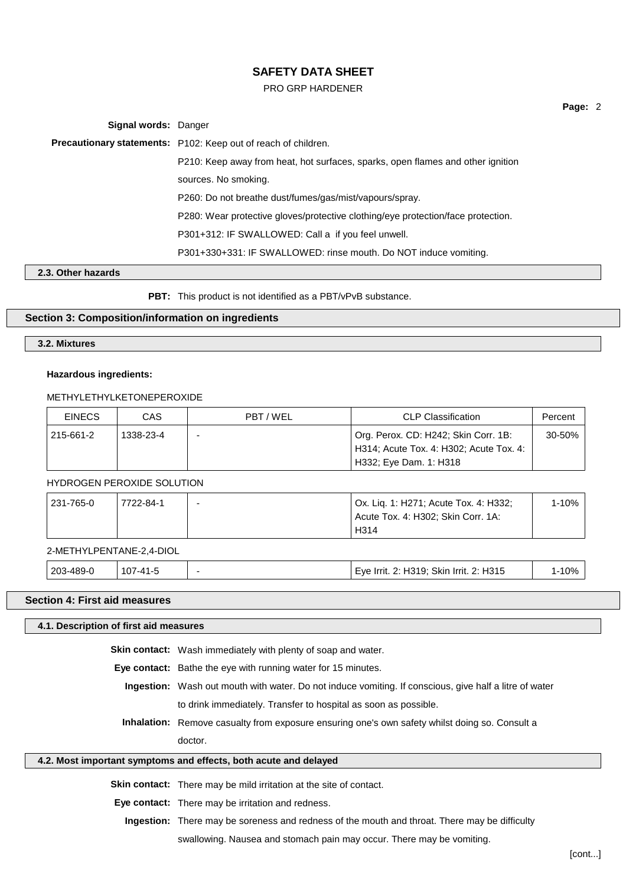**Signal words:** Danger

**Precautionary statements:** P102: Keep out of reach of children.

P210: Keep away from heat, hot surfaces, sparks, open flames and other ignition sources. No smoking.

P260: Do not breathe dust/fumes/gas/mist/vapours/spray.

P280: Wear protective gloves/protective clothing/eye protection/face protection.

P301+312: IF SWALLOWED: Call a if you feel unwell.

P301+330+331: IF SWALLOWED: rinse mouth. Do NOT induce vomiting.

### 2.3. Other hazards

**PBT:** This product is not identified as a PBT/vPvB substance.

## Section 3: Composition/information on ingredients

### 3.2. Mixtures

**Hazardous ingredients:**

METHYLETHYLKETONEPEROXIDE

| EINECS | CAS | PBT / WEL | CLP Classification | Percent |
|---|---|---|---|---|
| 215-661-2 | 1338-23-4 | - | Org. Perox. CD: H242; Skin Corr. 1B: H314; Acute Tox. 4: H302; Acute Tox. 4: H332; Eye Dam. 1: H318 | 30-50% |

HYDROGEN PEROXIDE SOLUTION

| EINECS | CAS | PBT / WEL | CLP Classification | Percent |
|---|---|---|---|---|
| 231-765-0 | 7722-84-1 | - | Ox. Liq. 1: H271; Acute Tox. 4: H332; Acute Tox. 4: H302; Skin Corr. 1A: H314 | 1-10% |

2-METHYLPENTANE-2,4-DIOL

| EINECS | CAS | PBT / WEL | CLP Classification | Percent |
|---|---|---|---|---|
| 203-489-0 | 107-41-5 | - | Eye Irrit. 2: H319; Skin Irrit. 2: H315 | 1-10% |

## Section 4: First aid measures

### 4.1. Description of first aid measures

**Skin contact:** Wash immediately with plenty of soap and water.

**Eye contact:** Bathe the eye with running water for 15 minutes.

**Ingestion:** Wash out mouth with water. Do not induce vomiting. If conscious, give half a litre of water to drink immediately. Transfer to hospital as soon as possible.

**Inhalation:** Remove casualty from exposure ensuring one's own safety whilst doing so. Consult a doctor.

### 4.2. Most important symptoms and effects, both acute and delayed

**Skin contact:** There may be mild irritation at the site of contact.

**Eye contact:** There may be irritation and redness.

**Ingestion:** There may be soreness and redness of the mouth and throat. There may be difficulty swallowing. Nausea and stomach pain may occur. There may be vomiting.

[cont...]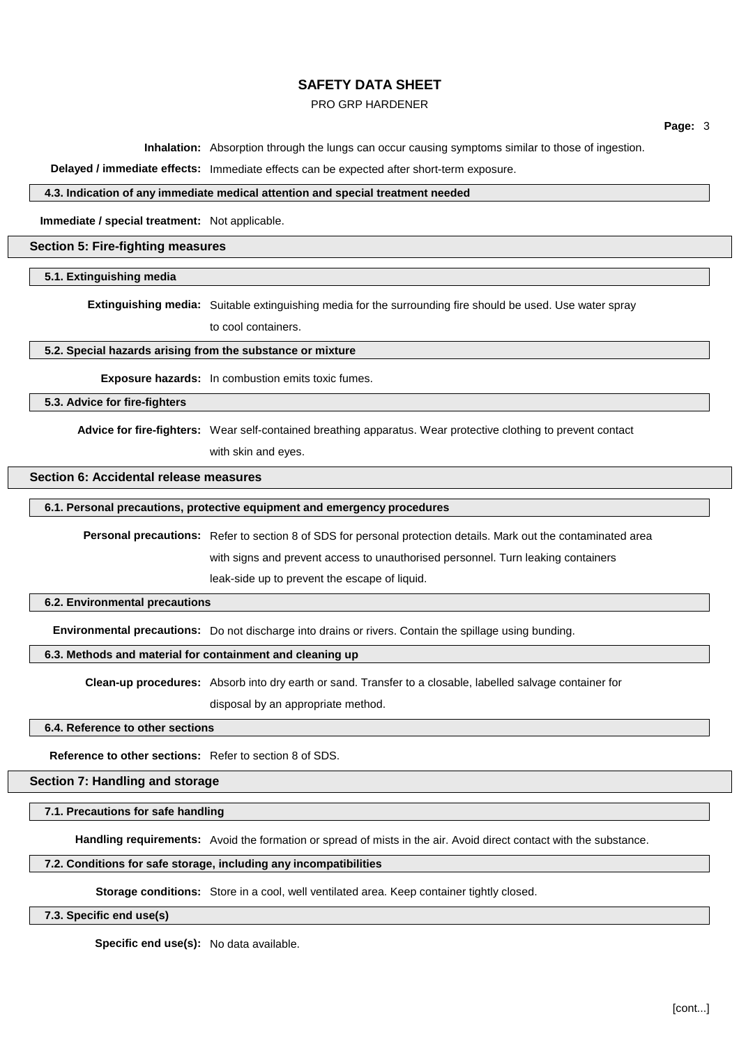**Inhalation:** Absorption through the lungs can occur causing symptoms similar to those of ingestion.

**Delayed / immediate effects:** Immediate effects can be expected after short-term exposure.

#### 4.3. Indication of any immediate medical attention and special treatment needed

**Immediate / special treatment:** Not applicable.

## Section 5: Fire-fighting measures

### 5.1. Extinguishing media

**Extinguishing media:** Suitable extinguishing media for the surrounding fire should be used. Use water spray to cool containers.

### 5.2. Special hazards arising from the substance or mixture

**Exposure hazards:** In combustion emits toxic fumes.

### 5.3. Advice for fire-fighters

**Advice for fire-fighters:** Wear self-contained breathing apparatus. Wear protective clothing to prevent contact with skin and eyes.

## Section 6: Accidental release measures

### 6.1. Personal precautions, protective equipment and emergency procedures

**Personal precautions:** Refer to section 8 of SDS for personal protection details. Mark out the contaminated area with signs and prevent access to unauthorised personnel. Turn leaking containers leak-side up to prevent the escape of liquid.

### 6.2. Environmental precautions

**Environmental precautions:** Do not discharge into drains or rivers. Contain the spillage using bunding.

### 6.3. Methods and material for containment and cleaning up

**Clean-up procedures:** Absorb into dry earth or sand. Transfer to a closable, labelled salvage container for disposal by an appropriate method.

### 6.4. Reference to other sections

**Reference to other sections:** Refer to section 8 of SDS.

## Section 7: Handling and storage

### 7.1. Precautions for safe handling

**Handling requirements:** Avoid the formation or spread of mists in the air. Avoid direct contact with the substance.

### 7.2. Conditions for safe storage, including any incompatibilities

**Storage conditions:** Store in a cool, well ventilated area. Keep container tightly closed.

### 7.3. Specific end use(s)

**Specific end use(s):** No data available.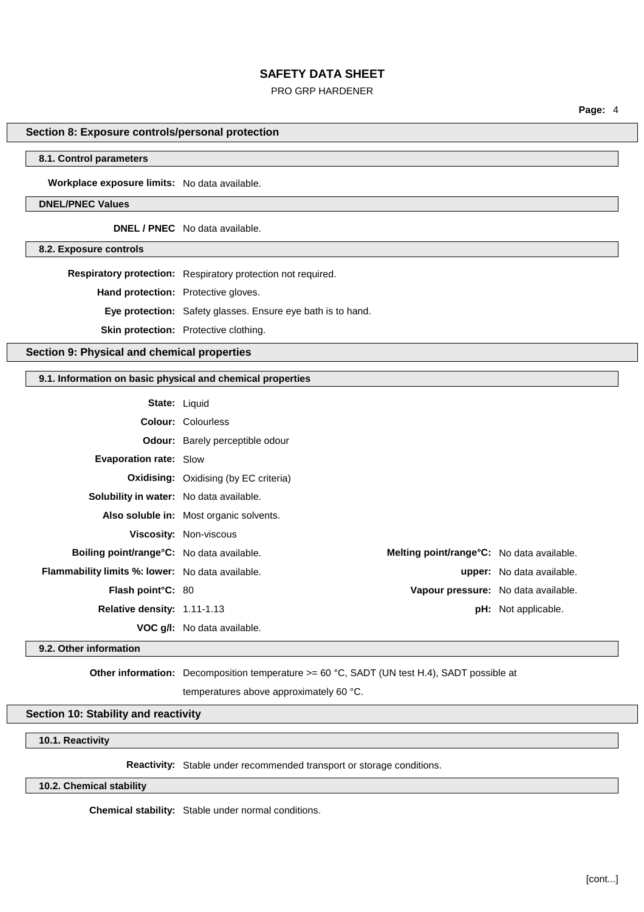## Section 8: Exposure controls/personal protection

### 8.1. Control parameters

**Workplace exposure limits:** No data available.

### DNEL/PNEC Values

**DNEL / PNEC** No data available.

### 8.2. Exposure controls

**Respiratory protection:** Respiratory protection not required.

**Hand protection:** Protective gloves.

**Eye protection:** Safety glasses. Ensure eye bath is to hand.

**Skin protection:** Protective clothing.

## Section 9: Physical and chemical properties

### 9.1. Information on basic physical and chemical properties

**State:** Liquid

**Colour:** Colourless

**Odour:** Barely perceptible odour

**Evaporation rate:** Slow

**Oxidising:** Oxidising (by EC criteria)

**Solubility in water:** No data available.

**Also soluble in:** Most organic solvents.

**Viscosity:** Non-viscous

**Boiling point/range°C:** No data available.

**Melting point/range°C:** No data available.

**Flammability limits %: lower:** No data available.

**upper:** No data available.

**Flash point°C:** 80

**Vapour pressure:** No data available.

**Relative density:** 1.11-1.13

**pH:** Not applicable.

**VOC g/l:** No data available.

### 9.2. Other information

**Other information:** Decomposition temperature >= 60 °C, SADT (UN test H.4), SADT possible at temperatures above approximately 60 °C.

## Section 10: Stability and reactivity

### 10.1. Reactivity

**Reactivity:** Stable under recommended transport or storage conditions.

### 10.2. Chemical stability

**Chemical stability:** Stable under normal conditions.

[cont...]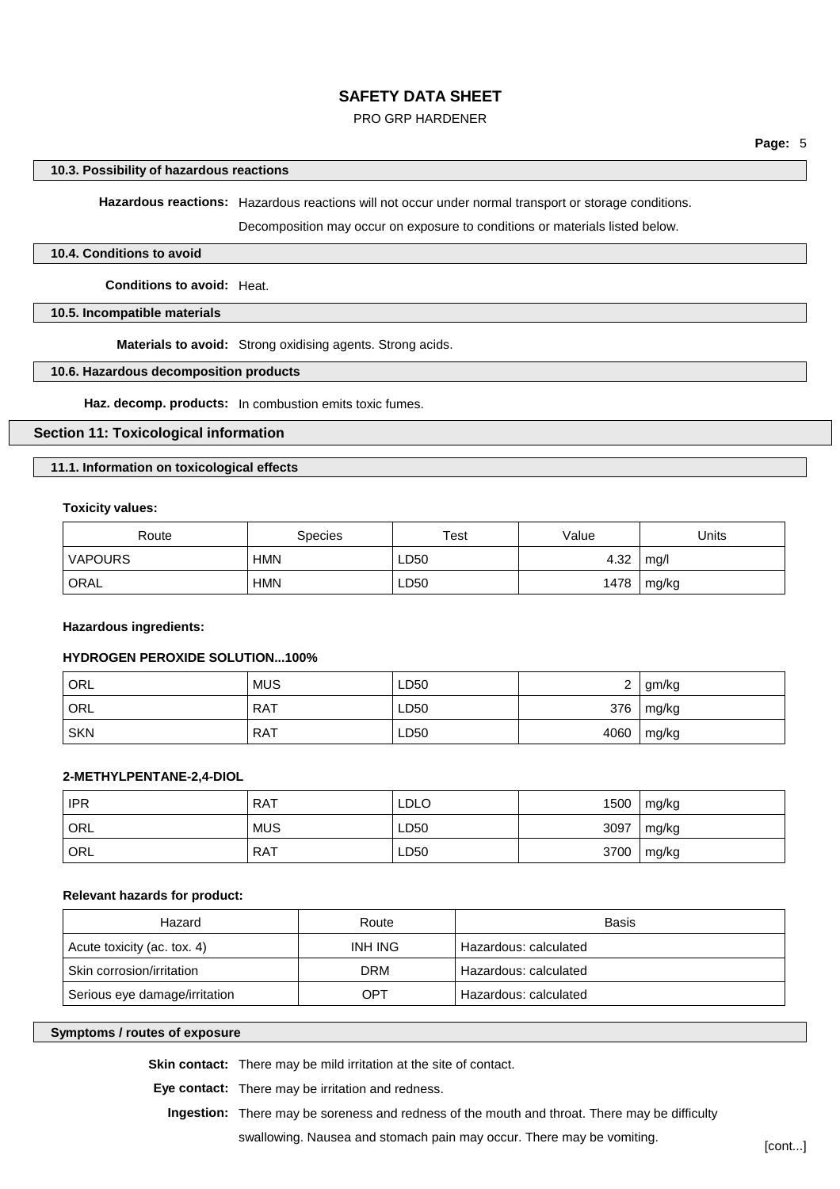#### 10.3. Possibility of hazardous reactions

**Hazardous reactions:** Hazardous reactions will not occur under normal transport or storage conditions.

Decomposition may occur on exposure to conditions or materials listed below.

#### 10.4. Conditions to avoid

**Conditions to avoid:** Heat.

#### 10.5. Incompatible materials

**Materials to avoid:** Strong oxidising agents. Strong acids.

#### 10.6. Hazardous decomposition products

**Haz. decomp. products:** In combustion emits toxic fumes.

## Section 11: Toxicological information

#### 11.1. Information on toxicological effects

**Toxicity values:**

| Route | Species | Test | Value | Units |
|---|---|---|---|---|
| VAPOURS | HMN | LD50 | 4.32 | mg/l |
| ORAL | HMN | LD50 | 1478 | mg/kg |

**Hazardous ingredients:**

**HYDROGEN PEROXIDE SOLUTION...100%**

| | | | | |
|---|---|---|---|---|
| ORL | MUS | LD50 | 2 | gm/kg |
| ORL | RAT | LD50 | 376 | mg/kg |
| SKN | RAT | LD50 | 4060 | mg/kg |

**2-METHYLPENTANE-2,4-DIOL**

| | | | | |
|---|---|---|---|---|
| IPR | RAT | LDLO | 1500 | mg/kg |
| ORL | MUS | LD50 | 3097 | mg/kg |
| ORL | RAT | LD50 | 3700 | mg/kg |

**Relevant hazards for product:**

| Hazard | Route | Basis |
|---|---|---|
| Acute toxicity (ac. tox. 4) | INH ING | Hazardous: calculated |
| Skin corrosion/irritation | DRM | Hazardous: calculated |
| Serious eye damage/irritation | OPT | Hazardous: calculated |

#### Symptoms / routes of exposure

**Skin contact:** There may be mild irritation at the site of contact.

**Eye contact:** There may be irritation and redness.

**Ingestion:** There may be soreness and redness of the mouth and throat. There may be difficulty swallowing. Nausea and stomach pain may occur. There may be vomiting.

[cont...]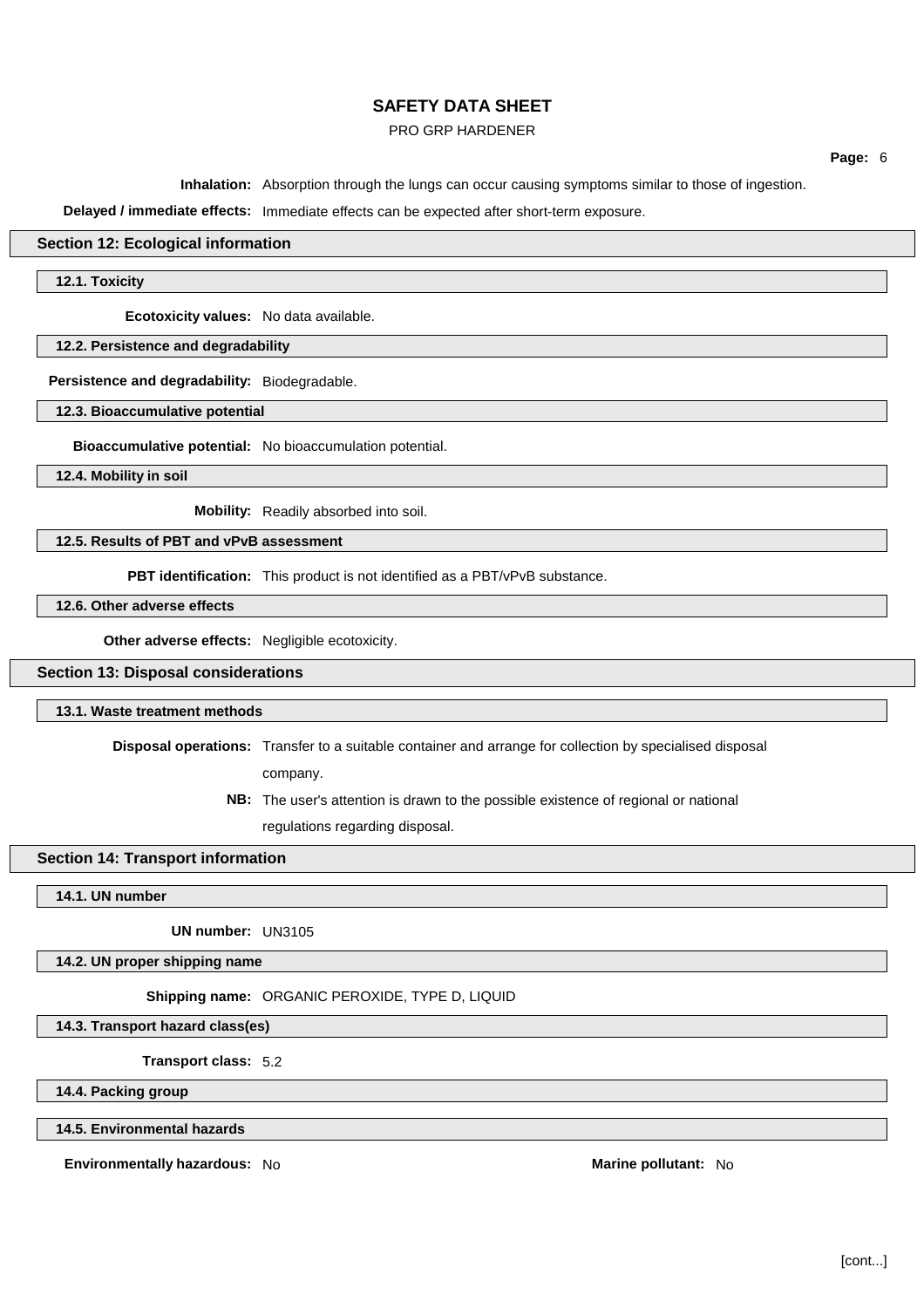**Inhalation:** Absorption through the lungs can occur causing symptoms similar to those of ingestion.

**Delayed / immediate effects:** Immediate effects can be expected after short-term exposure.

## Section 12: Ecological information

### 12.1. Toxicity

**Ecotoxicity values:** No data available.

### 12.2. Persistence and degradability

**Persistence and degradability:** Biodegradable.

### 12.3. Bioaccumulative potential

**Bioaccumulative potential:** No bioaccumulation potential.

### 12.4. Mobility in soil

**Mobility:** Readily absorbed into soil.

### 12.5. Results of PBT and vPvB assessment

**PBT identification:** This product is not identified as a PBT/vPvB substance.

### 12.6. Other adverse effects

**Other adverse effects:** Negligible ecotoxicity.

## Section 13: Disposal considerations

### 13.1. Waste treatment methods

**Disposal operations:** Transfer to a suitable container and arrange for collection by specialised disposal company.

**NB:** The user's attention is drawn to the possible existence of regional or national regulations regarding disposal.

## Section 14: Transport information

### 14.1. UN number

**UN number:** UN3105

### 14.2. UN proper shipping name

**Shipping name:** ORGANIC PEROXIDE, TYPE D, LIQUID

### 14.3. Transport hazard class(es)

**Transport class:** 5.2

### 14.4. Packing group

### 14.5. Environmental hazards

**Environmentally hazardous:** No

**Marine pollutant:** No

[cont...]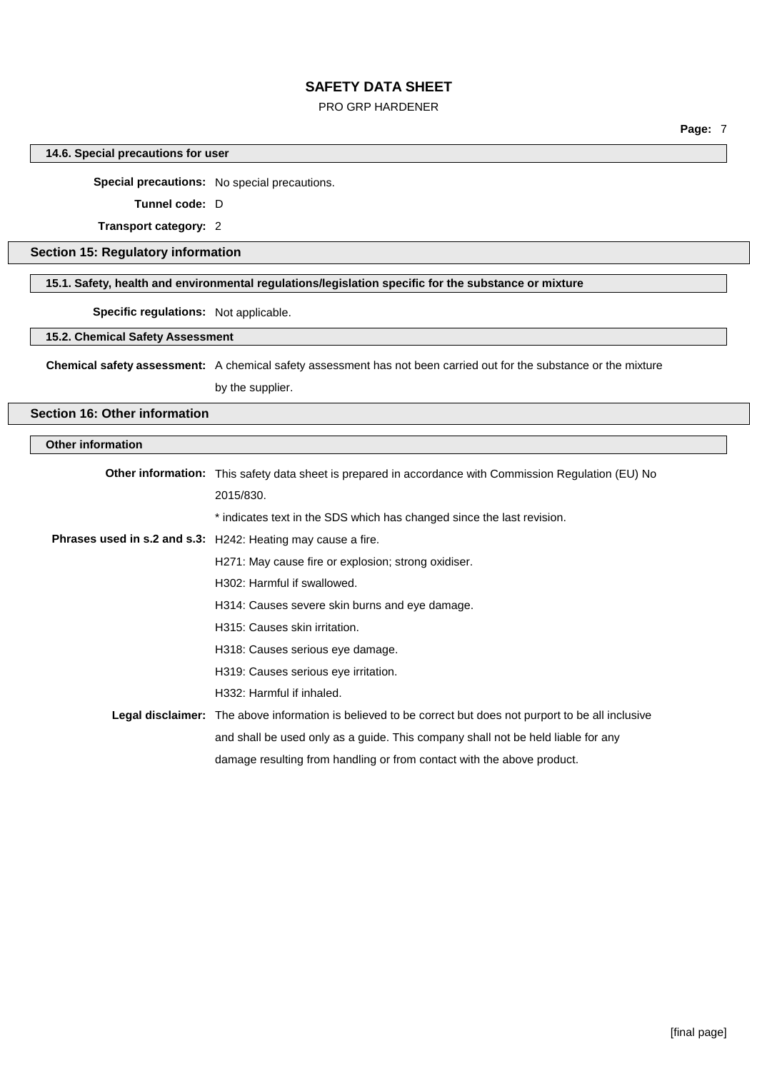#### 14.6. Special precautions for user

**Special precautions:** No special precautions.

**Tunnel code:** D

**Transport category:** 2

## Section 15: Regulatory information

#### 15.1. Safety, health and environmental regulations/legislation specific for the substance or mixture

**Specific regulations:** Not applicable.

#### 15.2. Chemical Safety Assessment

**Chemical safety assessment:** A chemical safety assessment has not been carried out for the substance or the mixture by the supplier.

## Section 16: Other information

#### Other information

**Other information:** This safety data sheet is prepared in accordance with Commission Regulation (EU) No 2015/830.

\* indicates text in the SDS which has changed since the last revision.

**Phrases used in s.2 and s.3:** H242: Heating may cause a fire.

H271: May cause fire or explosion; strong oxidiser.

H302: Harmful if swallowed.

H314: Causes severe skin burns and eye damage.

H315: Causes skin irritation.

H318: Causes serious eye damage.

H319: Causes serious eye irritation.

H332: Harmful if inhaled.

**Legal disclaimer:** The above information is believed to be correct but does not purport to be all inclusive and shall be used only as a guide. This company shall not be held liable for any damage resulting from handling or from contact with the above product.

[final page]